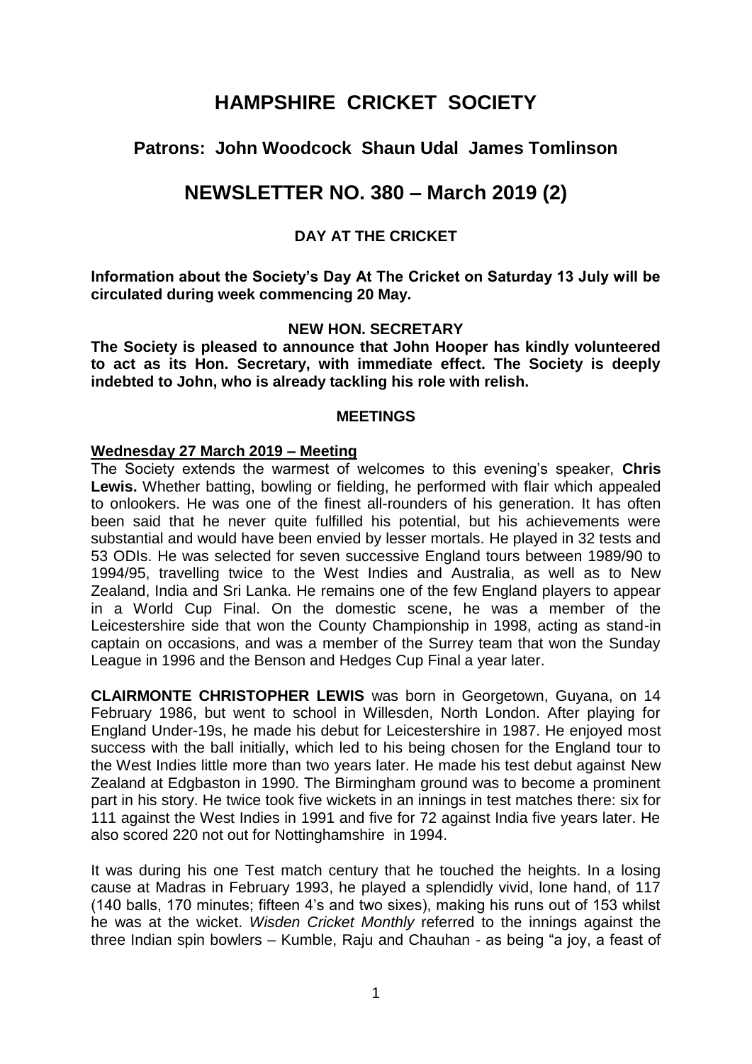# HAMPSHIRE CRICKET SOCIETY

## Patrons: John Woodcock Shaun Udal James Tomlinson

## NEWSLETTER NO. 380 – March 2019 (2)

### DAY AT THE CRICKET

**Information about the Society's Day At The Cricket on Saturday 13 July will be circulated during week commencing 20 May.**

### NEW HON. SECRETARY

**The Society is pleased to announce that John Hooper has kindly volunteered to act as its Hon. Secretary, with immediate effect. The Society is deeply indebted to John, who is already tackling his role with relish.**

### MEETINGS

**Wednesday 27 March 2019 – Meeting**

The Society extends the warmest of welcomes to this evening's speaker, **Chris Lewis.** Whether batting, bowling or fielding, he performed with flair which appealed to onlookers. He was one of the finest all-rounders of his generation. It has often been said that he never quite fulfilled his potential, but his achievements were substantial and would have been envied by lesser mortals. He played in 32 tests and 53 ODIs. He was selected for seven successive England tours between 1989/90 to 1994/95, travelling twice to the West Indies and Australia, as well as to New Zealand, India and Sri Lanka. He remains one of the few England players to appear in a World Cup Final. On the domestic scene, he was a member of the Leicestershire side that won the County Championship in 1998, acting as stand-in captain on occasions, and was a member of the Surrey team that won the Sunday League in 1996 and the Benson and Hedges Cup Final a year later.

**CLAIRMONTE CHRISTOPHER LEWIS** was born in Georgetown, Guyana, on 14 February 1986, but went to school in Willesden, North London. After playing for England Under-19s, he made his debut for Leicestershire in 1987. He enjoyed most success with the ball initially, which led to his being chosen for the England tour to the West Indies little more than two years later. He made his test debut against New Zealand at Edgbaston in 1990. The Birmingham ground was to become a prominent part in his story. He twice took five wickets in an innings in test matches there: six for 111 against the West Indies in 1991 and five for 72 against India five years later. He also scored 220 not out for Nottinghamshire in 1994.

It was during his one Test match century that he touched the heights. In a losing cause at Madras in February 1993, he played a splendidly vivid, lone hand, of 117 (140 balls, 170 minutes; fifteen 4's and two sixes), making his runs out of 153 whilst he was at the wicket. *Wisden Cricket Monthly* referred to the innings against the three Indian spin bowlers – Kumble, Raju and Chauhan - as being "a joy, a feast of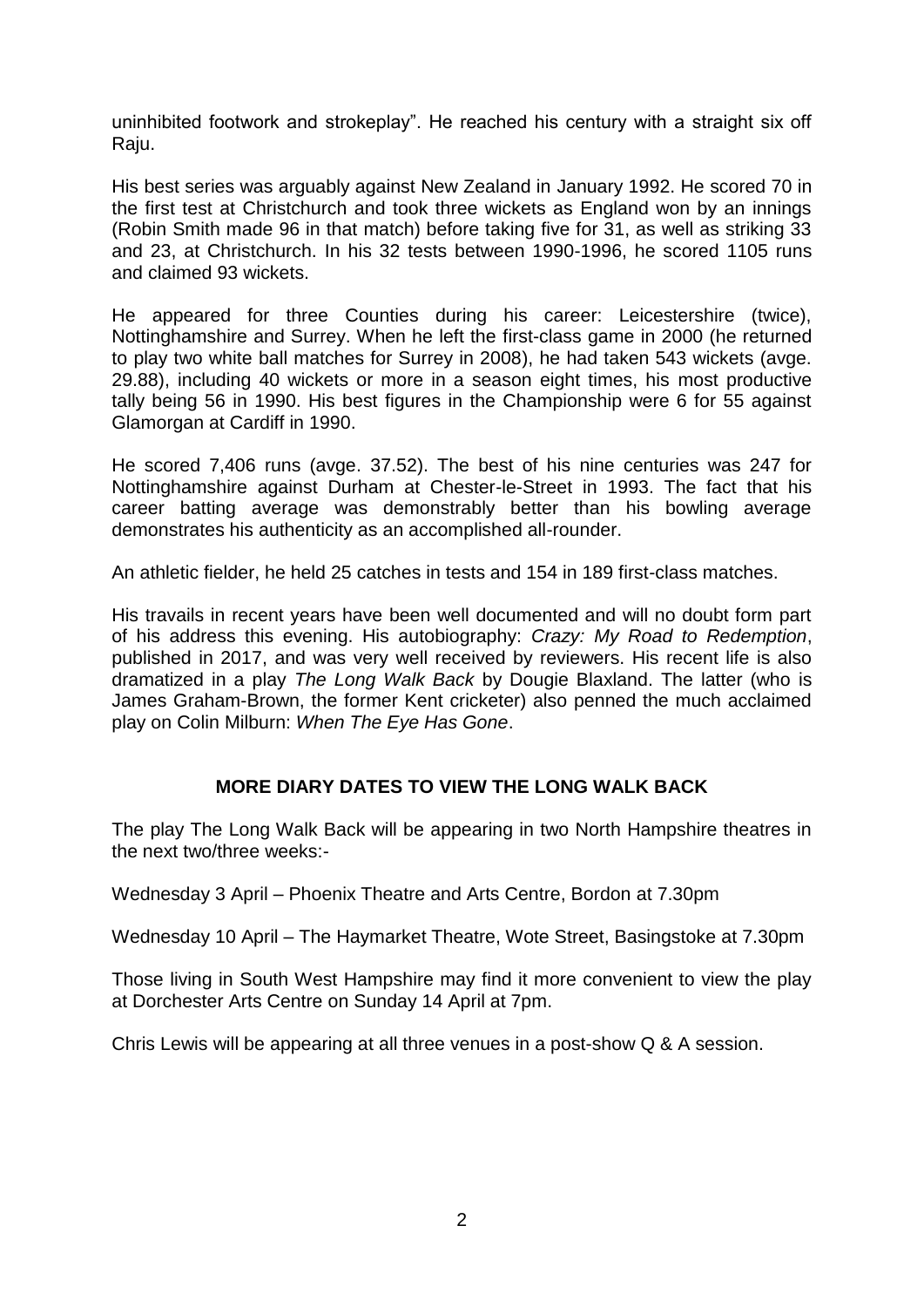uninhibited footwork and strokeplay". He reached his century with a straight six off Raju.

His best series was arguably against New Zealand in January 1992. He scored 70 in the first test at Christchurch and took three wickets as England won by an innings (Robin Smith made 96 in that match) before taking five for 31, as well as striking 33 and 23, at Christchurch. In his 32 tests between 1990-1996, he scored 1105 runs and claimed 93 wickets.

He appeared for three Counties during his career: Leicestershire (twice), Nottinghamshire and Surrey. When he left the first-class game in 2000 (he returned to play two white ball matches for Surrey in 2008), he had taken 543 wickets (avge. 29.88), including 40 wickets or more in a season eight times, his most productive tally being 56 in 1990. His best figures in the Championship were 6 for 55 against Glamorgan at Cardiff in 1990.

He scored 7,406 runs (avge. 37.52). The best of his nine centuries was 247 for Nottinghamshire against Durham at Chester-le-Street in 1993. The fact that his career batting average was demonstrably better than his bowling average demonstrates his authenticity as an accomplished all-rounder.

An athletic fielder, he held 25 catches in tests and 154 in 189 first-class matches.

His travails in recent years have been well documented and will no doubt form part of his address this evening. His autobiography: *Crazy: My Road to Redemption*, published in 2017, and was very well received by reviewers. His recent life is also dramatized in a play *The Long Walk Back* by Dougie Blaxland. The latter (who is James Graham-Brown, the former Kent cricketer) also penned the much acclaimed play on Colin Milburn: *When The Eye Has Gone*.

## MORE DIARY DATES TO VIEW THE LONG WALK BACK

The play The Long Walk Back will be appearing in two North Hampshire theatres in the next two/three weeks:-

Wednesday 3 April – Phoenix Theatre and Arts Centre, Bordon at 7.30pm

Wednesday 10 April – The Haymarket Theatre, Wote Street, Basingstoke at 7.30pm

Those living in South West Hampshire may find it more convenient to view the play at Dorchester Arts Centre on Sunday 14 April at 7pm.

Chris Lewis will be appearing at all three venues in a post-show Q & A session.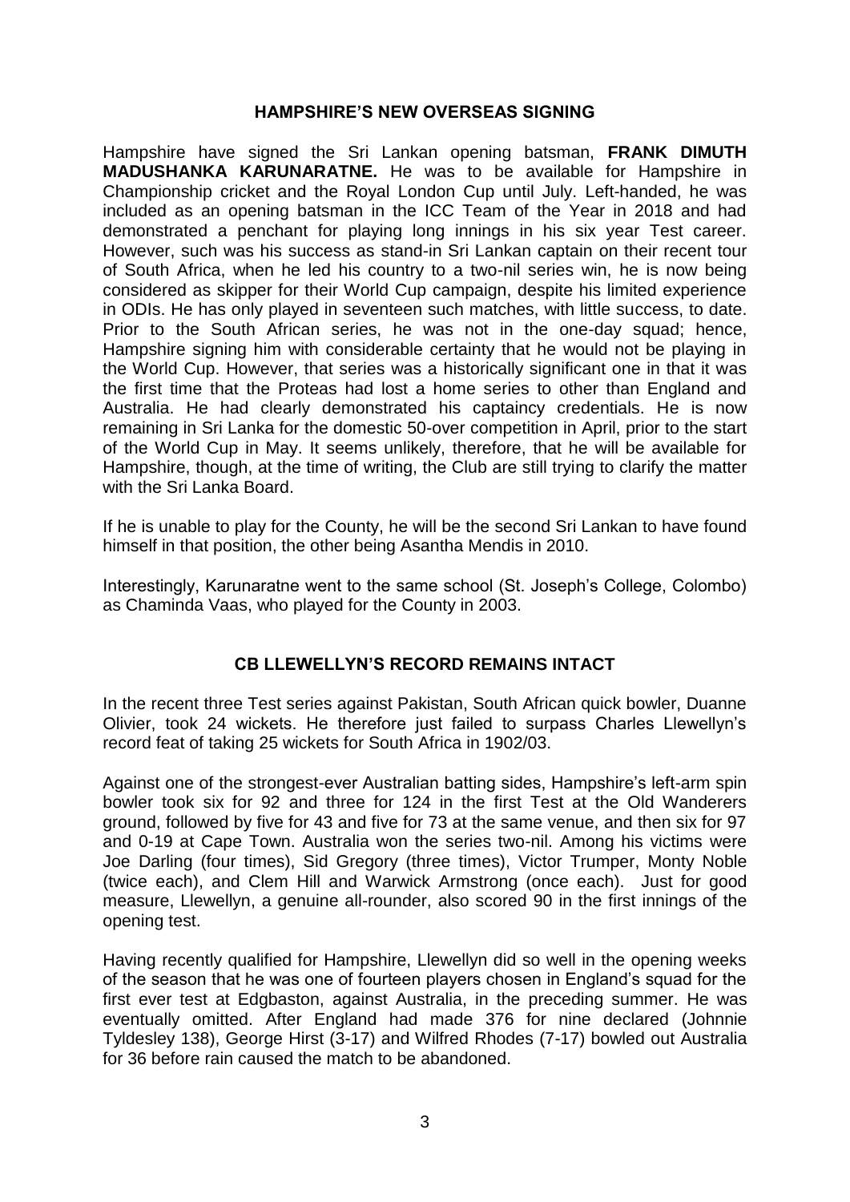## HAMPSHIRE'S NEW OVERSEAS SIGNING

Hampshire have signed the Sri Lankan opening batsman, **FRANK DIMUTH MADUSHANKA KARUNARATNE.** He was to be available for Hampshire in Championship cricket and the Royal London Cup until July. Left-handed, he was included as an opening batsman in the ICC Team of the Year in 2018 and had demonstrated a penchant for playing long innings in his six year Test career. However, such was his success as stand-in Sri Lankan captain on their recent tour of South Africa, when he led his country to a two-nil series win, he is now being considered as skipper for their World Cup campaign, despite his limited experience in ODIs. He has only played in seventeen such matches, with little success, to date. Prior to the South African series, he was not in the one-day squad; hence, Hampshire signing him with considerable certainty that he would not be playing in the World Cup. However, that series was a historically significant one in that it was the first time that the Proteas had lost a home series to other than England and Australia. He had clearly demonstrated his captaincy credentials. He is now remaining in Sri Lanka for the domestic 50-over competition in April, prior to the start of the World Cup in May. It seems unlikely, therefore, that he will be available for Hampshire, though, at the time of writing, the Club are still trying to clarify the matter with the Sri Lanka Board.

If he is unable to play for the County, he will be the second Sri Lankan to have found himself in that position, the other being Asantha Mendis in 2010.

Interestingly, Karunaratne went to the same school (St. Joseph's College, Colombo) as Chaminda Vaas, who played for the County in 2003.

## CB LLEWELLYN'S RECORD REMAINS INTACT

In the recent three Test series against Pakistan, South African quick bowler, Duanne Olivier, took 24 wickets. He therefore just failed to surpass Charles Llewellyn's record feat of taking 25 wickets for South Africa in 1902/03.

Against one of the strongest-ever Australian batting sides, Hampshire's left-arm spin bowler took six for 92 and three for 124 in the first Test at the Old Wanderers ground, followed by five for 43 and five for 73 at the same venue, and then six for 97 and 0-19 at Cape Town. Australia won the series two-nil. Among his victims were Joe Darling (four times), Sid Gregory (three times), Victor Trumper, Monty Noble (twice each), and Clem Hill and Warwick Armstrong (once each). Just for good measure, Llewellyn, a genuine all-rounder, also scored 90 in the first innings of the opening test.

Having recently qualified for Hampshire, Llewellyn did so well in the opening weeks of the season that he was one of fourteen players chosen in England's squad for the first ever test at Edgbaston, against Australia, in the preceding summer. He was eventually omitted. After England had made 376 for nine declared (Johnnie Tyldesley 138), George Hirst (3-17) and Wilfred Rhodes (7-17) bowled out Australia for 36 before rain caused the match to be abandoned.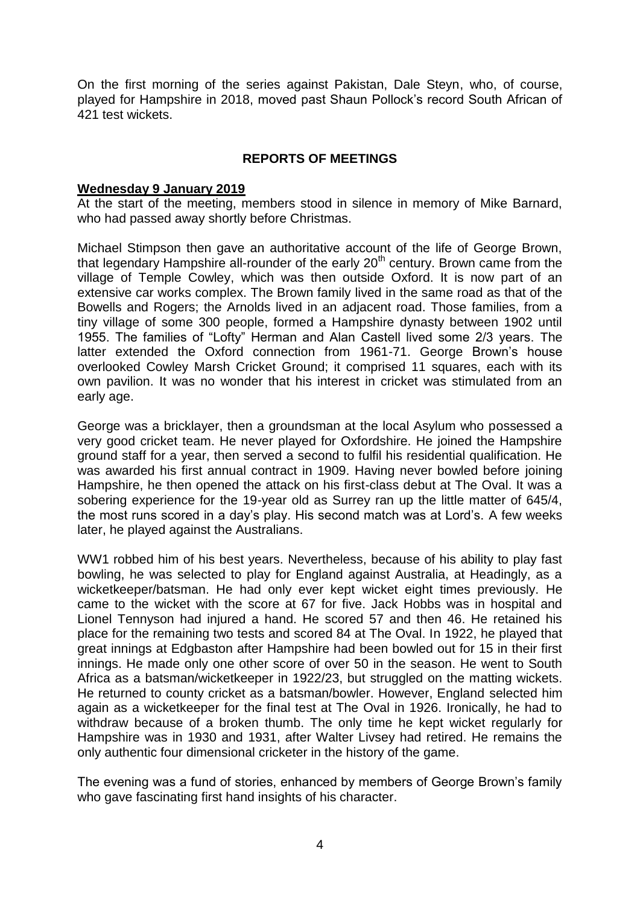On the first morning of the series against Pakistan, Dale Steyn, who, of course, played for Hampshire in 2018, moved past Shaun Pollock's record South African of 421 test wickets.

## REPORTS OF MEETINGS

**Wednesday 9 January 2019**

At the start of the meeting, members stood in silence in memory of Mike Barnard, who had passed away shortly before Christmas.

Michael Stimpson then gave an authoritative account of the life of George Brown, that legendary Hampshire all-rounder of the early 20th century. Brown came from the village of Temple Cowley, which was then outside Oxford. It is now part of an extensive car works complex. The Brown family lived in the same road as that of the Bowells and Rogers; the Arnolds lived in an adjacent road. Those families, from a tiny village of some 300 people, formed a Hampshire dynasty between 1902 until 1955. The families of "Lofty" Herman and Alan Castell lived some 2/3 years. The latter extended the Oxford connection from 1961-71. George Brown's house overlooked Cowley Marsh Cricket Ground; it comprised 11 squares, each with its own pavilion. It was no wonder that his interest in cricket was stimulated from an early age.

George was a bricklayer, then a groundsman at the local Asylum who possessed a very good cricket team. He never played for Oxfordshire. He joined the Hampshire ground staff for a year, then served a second to fulfil his residential qualification. He was awarded his first annual contract in 1909. Having never bowled before joining Hampshire, he then opened the attack on his first-class debut at The Oval. It was a sobering experience for the 19-year old as Surrey ran up the little matter of 645/4, the most runs scored in a day's play. His second match was at Lord's. A few weeks later, he played against the Australians.

WW1 robbed him of his best years. Nevertheless, because of his ability to play fast bowling, he was selected to play for England against Australia, at Headingly, as a wicketkeeper/batsman. He had only ever kept wicket eight times previously. He came to the wicket with the score at 67 for five. Jack Hobbs was in hospital and Lionel Tennyson had injured a hand. He scored 57 and then 46. He retained his place for the remaining two tests and scored 84 at The Oval. In 1922, he played that great innings at Edgbaston after Hampshire had been bowled out for 15 in their first innings. He made only one other score of over 50 in the season. He went to South Africa as a batsman/wicketkeeper in 1922/23, but struggled on the matting wickets. He returned to county cricket as a batsman/bowler. However, England selected him again as a wicketkeeper for the final test at The Oval in 1926. Ironically, he had to withdraw because of a broken thumb. The only time he kept wicket regularly for Hampshire was in 1930 and 1931, after Walter Livsey had retired. He remains the only authentic four dimensional cricketer in the history of the game.

The evening was a fund of stories, enhanced by members of George Brown's family who gave fascinating first hand insights of his character.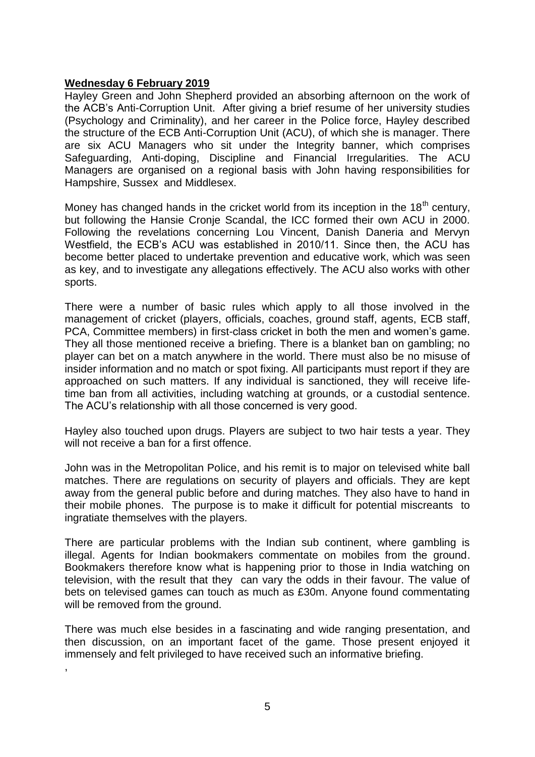**Wednesday 6 February 2019**

Hayley Green and John Shepherd provided an absorbing afternoon on the work of the ACB's Anti-Corruption Unit. After giving a brief resume of her university studies (Psychology and Criminality), and her career in the Police force, Hayley described the structure of the ECB Anti-Corruption Unit (ACU), of which she is manager. There are six ACU Managers who sit under the Integrity banner, which comprises Safeguarding, Anti-doping, Discipline and Financial Irregularities. The ACU Managers are organised on a regional basis with John having responsibilities for Hampshire, Sussex and Middlesex.

Money has changed hands in the cricket world from its inception in the 18th century, but following the Hansie Cronje Scandal, the ICC formed their own ACU in 2000. Following the revelations concerning Lou Vincent, Danish Daneria and Mervyn Westfield, the ECB's ACU was established in 2010/11. Since then, the ACU has become better placed to undertake prevention and educative work, which was seen as key, and to investigate any allegations effectively. The ACU also works with other sports.

There were a number of basic rules which apply to all those involved in the management of cricket (players, officials, coaches, ground staff, agents, ECB staff, PCA, Committee members) in first-class cricket in both the men and women's game. They all those mentioned receive a briefing. There is a blanket ban on gambling; no player can bet on a match anywhere in the world. There must also be no misuse of insider information and no match or spot fixing. All participants must report if they are approached on such matters. If any individual is sanctioned, they will receive life-time ban from all activities, including watching at grounds, or a custodial sentence. The ACU's relationship with all those concerned is very good.

Hayley also touched upon drugs. Players are subject to two hair tests a year. They will not receive a ban for a first offence.

John was in the Metropolitan Police, and his remit is to major on televised white ball matches. There are regulations on security of players and officials. They are kept away from the general public before and during matches. They also have to hand in their mobile phones. The purpose is to make it difficult for potential miscreants to ingratiate themselves with the players.

There are particular problems with the Indian sub continent, where gambling is illegal. Agents for Indian bookmakers commentate on mobiles from the ground. Bookmakers therefore know what is happening prior to those in India watching on television, with the result that they can vary the odds in their favour. The value of bets on televised games can touch as much as £30m. Anyone found commentating will be removed from the ground.

There was much else besides in a fascinating and wide ranging presentation, and then discussion, on an important facet of the game. Those present enjoyed it immensely and felt privileged to have received such an informative briefing.

,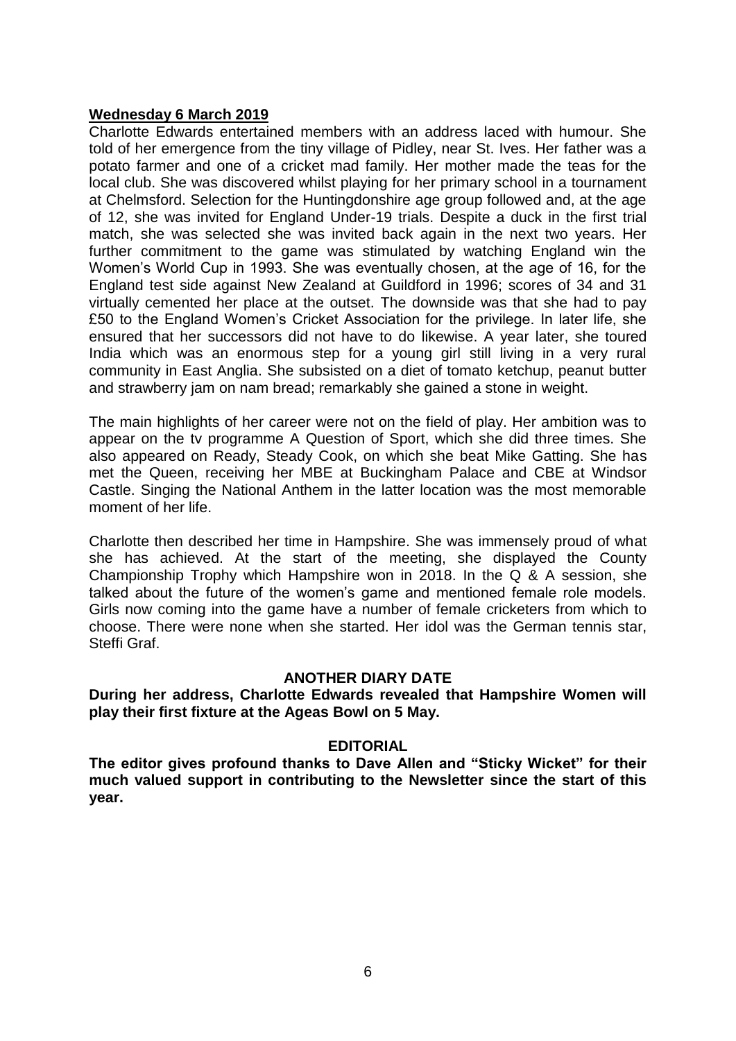**Wednesday 6 March 2019**

Charlotte Edwards entertained members with an address laced with humour. She told of her emergence from the tiny village of Pidley, near St. Ives. Her father was a potato farmer and one of a cricket mad family. Her mother made the teas for the local club. She was discovered whilst playing for her primary school in a tournament at Chelmsford. Selection for the Huntingdonshire age group followed and, at the age of 12, she was invited for England Under-19 trials. Despite a duck in the first trial match, she was selected she was invited back again in the next two years. Her further commitment to the game was stimulated by watching England win the Women's World Cup in 1993. She was eventually chosen, at the age of 16, for the England test side against New Zealand at Guildford in 1996; scores of 34 and 31 virtually cemented her place at the outset. The downside was that she had to pay £50 to the England Women's Cricket Association for the privilege. In later life, she ensured that her successors did not have to do likewise. A year later, she toured India which was an enormous step for a young girl still living in a very rural community in East Anglia. She subsisted on a diet of tomato ketchup, peanut butter and strawberry jam on nam bread; remarkably she gained a stone in weight.

The main highlights of her career were not on the field of play. Her ambition was to appear on the tv programme A Question of Sport, which she did three times. She also appeared on Ready, Steady Cook, on which she beat Mike Gatting. She has met the Queen, receiving her MBE at Buckingham Palace and CBE at Windsor Castle. Singing the National Anthem in the latter location was the most memorable moment of her life.

Charlotte then described her time in Hampshire. She was immensely proud of what she has achieved. At the start of the meeting, she displayed the County Championship Trophy which Hampshire won in 2018. In the Q & A session, she talked about the future of the women's game and mentioned female role models. Girls now coming into the game have a number of female cricketers from which to choose. There were none when she started. Her idol was the German tennis star, Steffi Graf.

## ANOTHER DIARY DATE

**During her address, Charlotte Edwards revealed that Hampshire Women will play their first fixture at the Ageas Bowl on 5 May.**

## EDITORIAL

**The editor gives profound thanks to Dave Allen and "Sticky Wicket" for their much valued support in contributing to the Newsletter since the start of this year.**